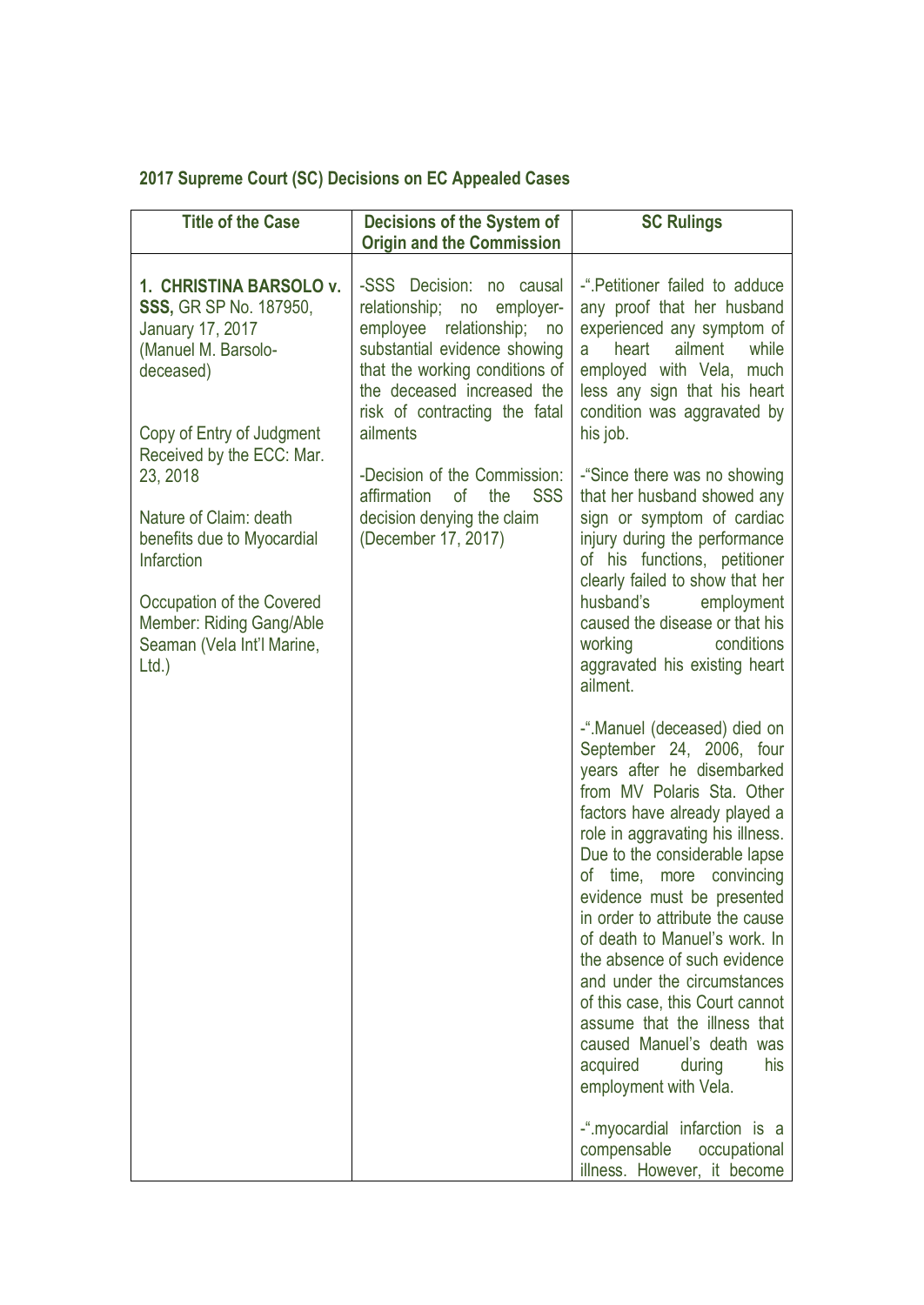## 2017 Supreme Court (SC) Decisions on EC Appealed Cases

| Title of the Case | Decisions of the System of Origin and the Commission | SC Rulings |
|---|---|---|
| **1. CHRISTINA BARSOLO v. SSS,** GR SP No. 187950, January 17, 2017 (Manuel M. Barsolo-deceased)<br><br>Copy of Entry of Judgment Received by the ECC: Mar. 23, 2018<br><br>Nature of Claim: death benefits due to Myocardial Infarction<br><br>Occupation of the Covered Member: Riding Gang/Able Seaman (Vela Int'l Marine, Ltd.) | -SSS Decision: no causal relationship; no employer-employee relationship; no substantial evidence showing that the working conditions of the deceased increased the risk of contracting the fatal ailments<br><br>-Decision of the Commission: affirmation of the SSS decision denying the claim (December 17, 2017) | -".Petitioner failed to adduce any proof that her husband experienced any symptom of a heart ailment while employed with Vela, much less any sign that his heart condition was aggravated by his job.<br><br>-"Since there was no showing that her husband showed any sign or symptom of cardiac injury during the performance of his functions, petitioner clearly failed to show that her husband's employment caused the disease or that his working conditions aggravated his existing heart ailment.<br><br>-".Manuel (deceased) died on September 24, 2006, four years after he disembarked from MV Polaris Sta. Other factors have already played a role in aggravating his illness. Due to the considerable lapse of time, more convincing evidence must be presented in order to attribute the cause of death to Manuel's work. In the absence of such evidence and under the circumstances of this case, this Court cannot assume that the illness that caused Manuel's death was acquired during his employment with Vela.<br><br>-".myocardial infarction is a compensable occupational illness. However, it become |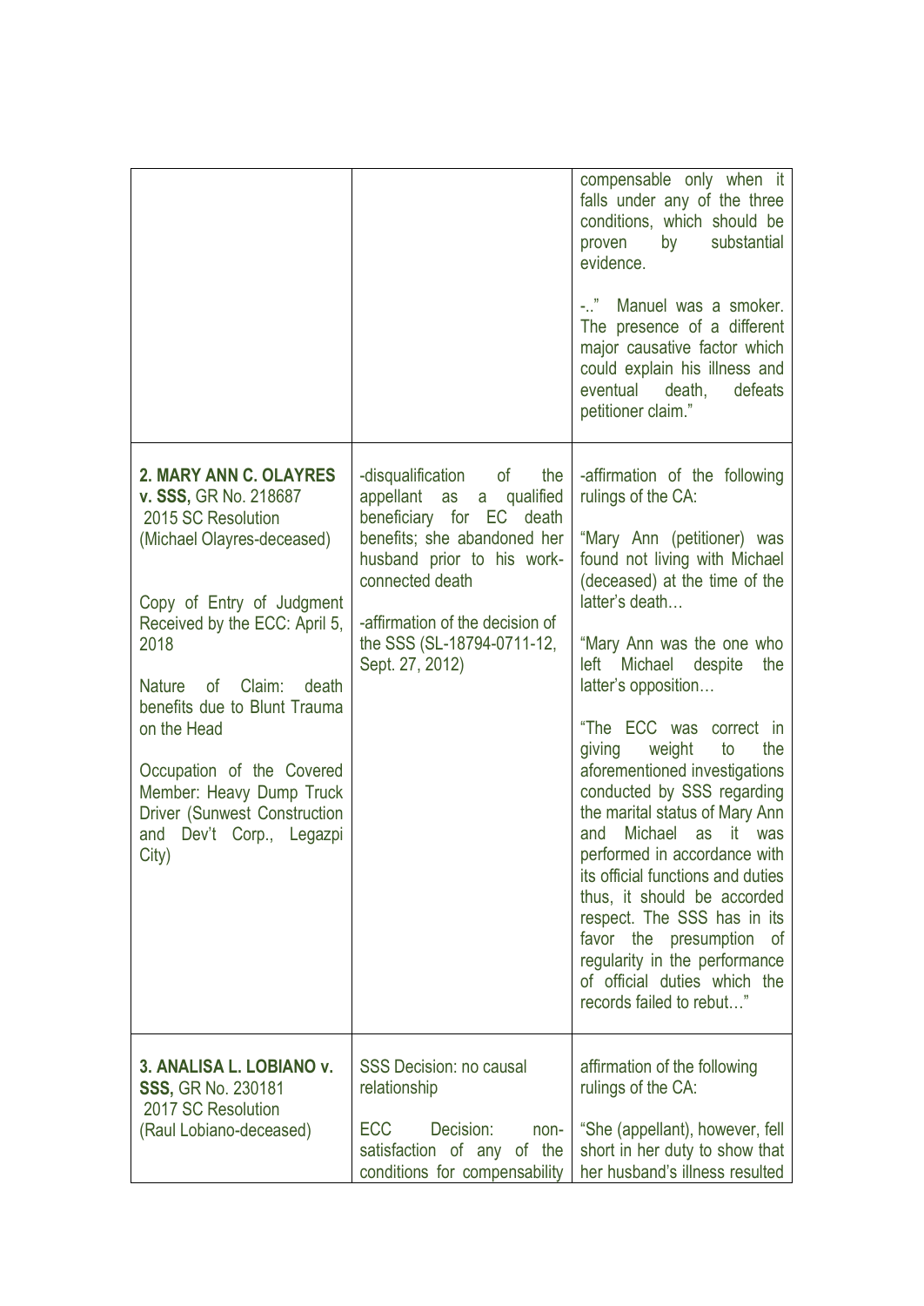| | | |
|---|---|---|
| | | compensable only when it falls under any of the three conditions, which should be proven by substantial evidence.<br><br>-..” Manuel was a smoker. The presence of a different major causative factor which could explain his illness and eventual death, defeats petitioner claim.” |
| **2. MARY ANN C. OLAYRES v. SSS,** GR No. 218687<br>2015 SC Resolution<br>(Michael Olayres-deceased)<br><br>Copy of Entry of Judgment Received by the ECC: April 5, 2018<br><br>Nature of Claim: death benefits due to Blunt Trauma on the Head<br><br>Occupation of the Covered Member: Heavy Dump Truck Driver (Sunwest Construction and Dev't Corp., Legazpi City) | -disqualification of the appellant as a qualified beneficiary for EC death benefits; she abandoned her husband prior to his work-connected death<br><br>-affirmation of the decision of the SSS (SL-18794-0711-12, Sept. 27, 2012) | -affirmation of the following rulings of the CA:<br><br>“Mary Ann (petitioner) was found not living with Michael (deceased) at the time of the latter's death…<br><br>“Mary Ann was the one who left Michael despite the latter's opposition…<br><br>“The ECC was correct in giving weight to the aforementioned investigations conducted by SSS regarding the marital status of Mary Ann and Michael as it was performed in accordance with its official functions and duties thus, it should be accorded respect. The SSS has in its favor the presumption of regularity in the performance of official duties which the records failed to rebut…” |
| **3. ANALISA L. LOBIANO v. SSS,** GR No. 230181<br>2017 SC Resolution<br>(Raul Lobiano-deceased) | SSS Decision: no causal relationship<br><br>ECC Decision: non-satisfaction of any of the conditions for compensability | affirmation of the following rulings of the CA:<br><br>“She (appellant), however, fell short in her duty to show that her husband's illness resulted |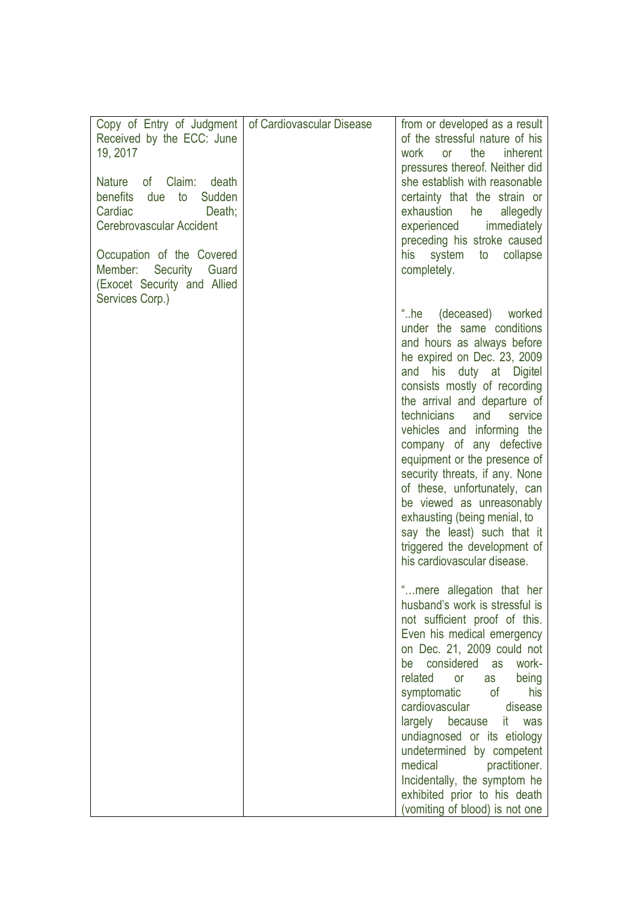| | | |
|---|---|---|
| Copy of Entry of Judgment Received by the ECC: June 19, 2017<br><br>Nature of Claim: death benefits due to Sudden Cardiac Death; Cerebrovascular Accident<br><br>Occupation of the Covered Member: Security Guard (Exocet Security and Allied Services Corp.) | of Cardiovascular Disease | from or developed as a result of the stressful nature of his work or the inherent pressures thereof. Neither did she establish with reasonable certainty that the strain or exhaustion he allegedly experienced immediately preceding his stroke caused his system to collapse completely.<br><br>"..he (deceased) worked under the same conditions and hours as always before he expired on Dec. 23, 2009 and his duty at Digitel consists mostly of recording the arrival and departure of technicians and service vehicles and informing the company of any defective equipment or the presence of security threats, if any. None of these, unfortunately, can be viewed as unreasonably exhausting (being menial, to say the least) such that it triggered the development of his cardiovascular disease.<br><br>"…mere allegation that her husband's work is stressful is not sufficient proof of this. Even his medical emergency on Dec. 21, 2009 could not be considered as work-related or as being symptomatic of his cardiovascular disease largely because it was undiagnosed or its etiology undetermined by competent medical practitioner. Incidentally, the symptom he exhibited prior to his death (vomiting of blood) is not one |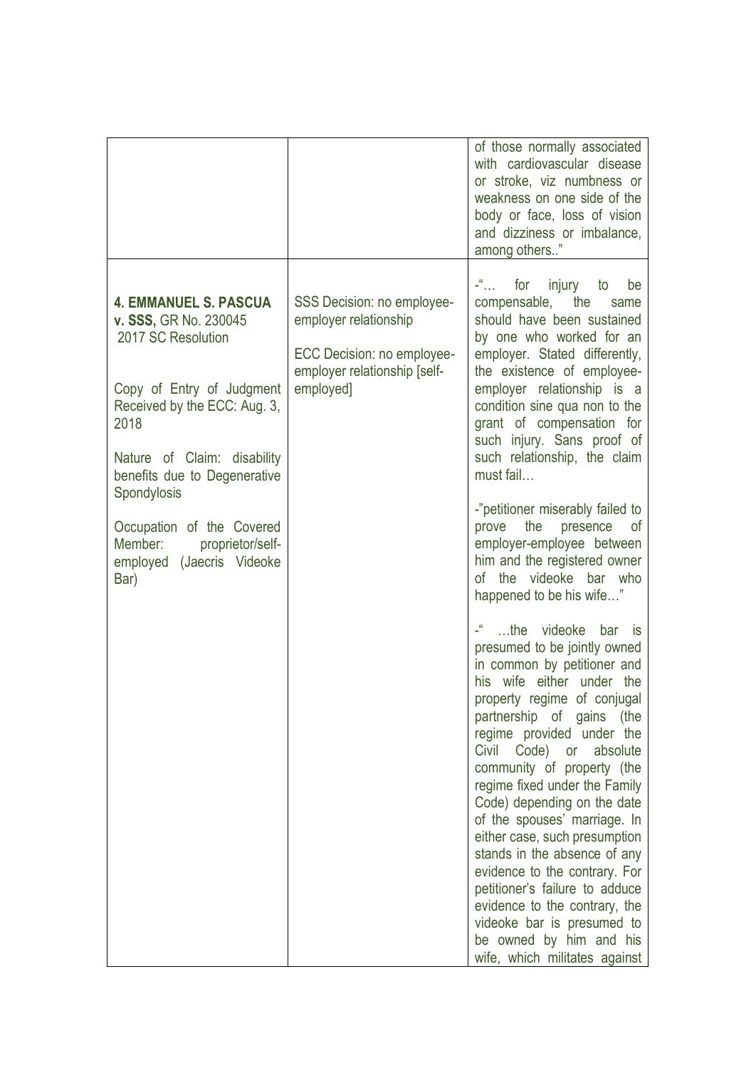| | | |
|---|---|---|
| | | of those normally associated with cardiovascular disease or stroke, viz numbness or weakness on one side of the body or face, loss of vision and dizziness or imbalance, among others.." |
| **4. EMMANUEL S. PASCUA v. SSS,** GR No. 230045 2017 SC Resolution<br><br>Copy of Entry of Judgment Received by the ECC: Aug. 3, 2018<br><br>Nature of Claim: disability benefits due to Degenerative Spondylosis<br><br>Occupation of the Covered Member: proprietor/self-employed (Jaecris Videoke Bar) | SSS Decision: no employee-employer relationship<br><br>ECC Decision: no employee-employer relationship [self-employed] | -"… for injury to be compensable, the same should have been sustained by one who worked for an employer. Stated differently, the existence of employee-employer relationship is a condition sine qua non to the grant of compensation for such injury. Sans proof of such relationship, the claim must fail…<br><br>-"petitioner miserably failed to prove the presence of employer-employee between him and the registered owner of the videoke bar who happened to be his wife…"<br><br>-" …the videoke bar is presumed to be jointly owned in common by petitioner and his wife either under the property regime of conjugal partnership of gains (the regime provided under the Civil Code) or absolute community of property (the regime fixed under the Family Code) depending on the date of the spouses' marriage. In either case, such presumption stands in the absence of any evidence to the contrary. For petitioner's failure to adduce evidence to the contrary, the videoke bar is presumed to be owned by him and his wife, which militates against |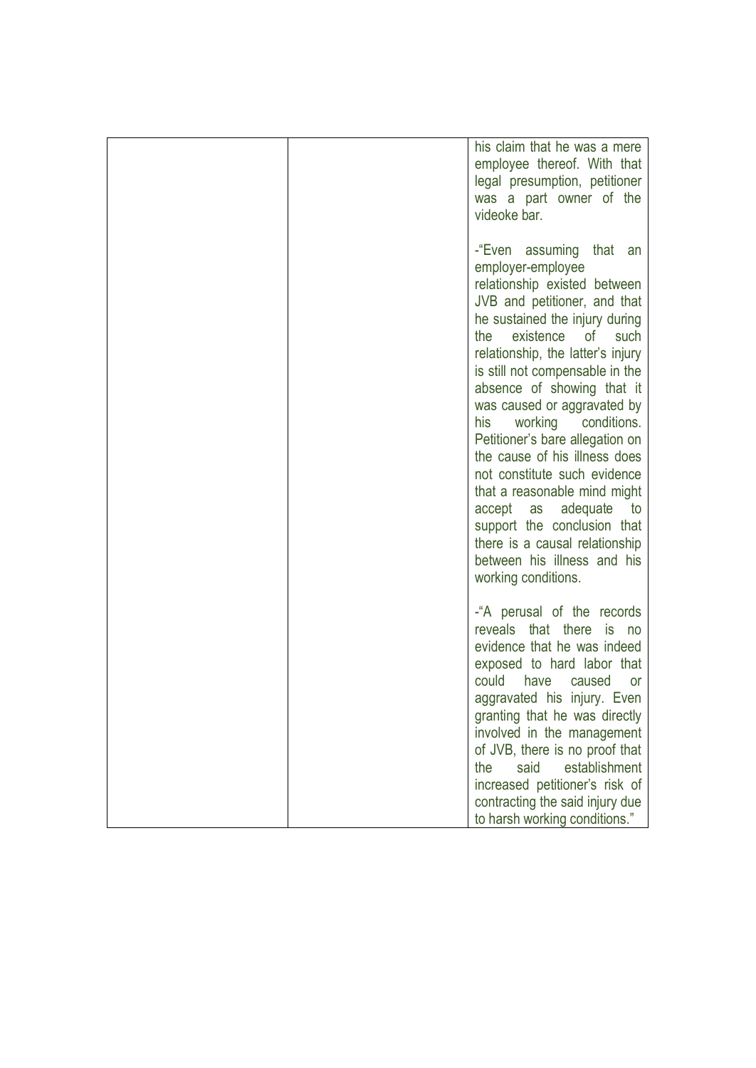| | | |
|---|---|---|
| | | his claim that he was a mere employee thereof. With that legal presumption, petitioner was a part owner of the videoke bar.<br><br>-"Even assuming that an employer-employee relationship existed between JVB and petitioner, and that he sustained the injury during the existence of such relationship, the latter's injury is still not compensable in the absence of showing that it was caused or aggravated by his working conditions. Petitioner's bare allegation on the cause of his illness does not constitute such evidence that a reasonable mind might accept as adequate to support the conclusion that there is a causal relationship between his illness and his working conditions.<br><br>-"A perusal of the records reveals that there is no evidence that he was indeed exposed to hard labor that could have caused or aggravated his injury. Even granting that he was directly involved in the management of JVB, there is no proof that the said establishment increased petitioner's risk of contracting the said injury due to harsh working conditions." |